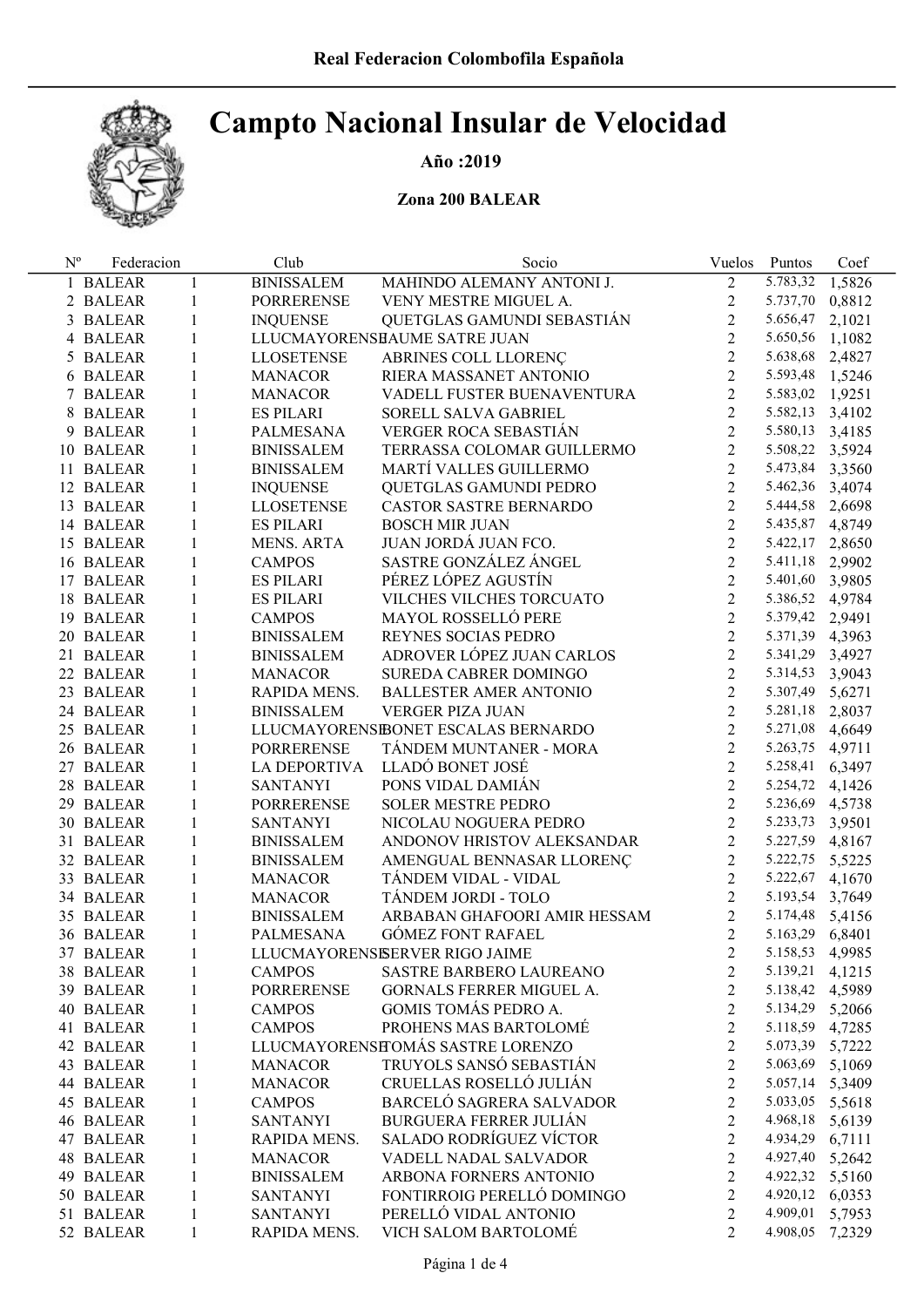Real Federacion Colombofila Española

# Campto Nacional Insular de Velocidad

**Año :2019**

**Zona 200 BALEAR**

| Nº | Federacion | | Club | Socio | Vuelos | Puntos | Coef |
|---|---|---|---|---|---|---|---|
| 1 | BALEAR | 1 | BINISSALEM | MAHINDO ALEMANY ANTONI J. | 2 | 5.783,32 | 1,5826 |
| 2 | BALEAR | 1 | PORRERENSE | VENY MESTRE MIGUEL A. | 2 | 5.737,70 | 0,8812 |
| 3 | BALEAR | 1 | INQUENSE | QUETGLAS GAMUNDI SEBASTIÁN | 2 | 5.656,47 | 2,1021 |
| 4 | BALEAR | 1 | LLUCMAYORENSE | JAUME SATRE JUAN | 2 | 5.650,56 | 1,1082 |
| 5 | BALEAR | 1 | LLOSETENSE | ABRINES COLL LLORENÇ | 2 | 5.638,68 | 2,4827 |
| 6 | BALEAR | 1 | MANACOR | RIERA MASSANET ANTONIO | 2 | 5.593,48 | 1,5246 |
| 7 | BALEAR | 1 | MANACOR | VADELL FUSTER BUENAVENTURA | 2 | 5.583,02 | 1,9251 |
| 8 | BALEAR | 1 | ES PILARI | SORELL SALVA GABRIEL | 2 | 5.582,13 | 3,4102 |
| 9 | BALEAR | 1 | PALMESANA | VERGER ROCA SEBASTIÁN | 2 | 5.580,13 | 3,4185 |
| 10 | BALEAR | 1 | BINISSALEM | TERRASSA COLOMAR GUILLERMO | 2 | 5.508,22 | 3,5924 |
| 11 | BALEAR | 1 | BINISSALEM | MARTÍ VALLES GUILLERMO | 2 | 5.473,84 | 3,3560 |
| 12 | BALEAR | 1 | INQUENSE | QUETGLAS GAMUNDI PEDRO | 2 | 5.462,36 | 3,4074 |
| 13 | BALEAR | 1 | LLOSETENSE | CASTOR SASTRE BERNARDO | 2 | 5.444,58 | 2,6698 |
| 14 | BALEAR | 1 | ES PILARI | BOSCH MIR JUAN | 2 | 5.435,87 | 4,8749 |
| 15 | BALEAR | 1 | MENS. ARTA | JUAN JORDÁ JUAN FCO. | 2 | 5.422,17 | 2,8650 |
| 16 | BALEAR | 1 | CAMPOS | SASTRE GONZÁLEZ ÁNGEL | 2 | 5.411,18 | 2,9902 |
| 17 | BALEAR | 1 | ES PILARI | PÉREZ LÓPEZ AGUSTÍN | 2 | 5.401,60 | 3,9805 |
| 18 | BALEAR | 1 | ES PILARI | VILCHES VILCHES TORCUATO | 2 | 5.386,52 | 4,9784 |
| 19 | BALEAR | 1 | CAMPOS | MAYOL ROSSELLÓ PERE | 2 | 5.379,42 | 2,9491 |
| 20 | BALEAR | 1 | BINISSALEM | REYNES SOCIAS PEDRO | 2 | 5.371,39 | 4,3963 |
| 21 | BALEAR | 1 | BINISSALEM | ADROVER LÓPEZ JUAN CARLOS | 2 | 5.341,29 | 3,4927 |
| 22 | BALEAR | 1 | MANACOR | SUREDA CABRER DOMINGO | 2 | 5.314,53 | 3,9043 |
| 23 | BALEAR | 1 | RAPIDA MENS. | BALLESTER AMER ANTONIO | 2 | 5.307,49 | 5,6271 |
| 24 | BALEAR | 1 | BINISSALEM | VERGER PIZA JUAN | 2 | 5.281,18 | 2,8037 |
| 25 | BALEAR | 1 | LLUCMAYORENSE | BONET ESCALAS BERNARDO | 2 | 5.271,08 | 4,6649 |
| 26 | BALEAR | 1 | PORRERENSE | TÁNDEM MUNTANER - MORA | 2 | 5.263,75 | 4,9711 |
| 27 | BALEAR | 1 | LA DEPORTIVA | LLADÓ BONET JOSÉ | 2 | 5.258,41 | 6,3497 |
| 28 | BALEAR | 1 | SANTANYI | PONS VIDAL DAMIÁN | 2 | 5.254,72 | 4,1426 |
| 29 | BALEAR | 1 | PORRERENSE | SOLER MESTRE PEDRO | 2 | 5.236,69 | 4,5738 |
| 30 | BALEAR | 1 | SANTANYI | NICOLAU NOGUERA PEDRO | 2 | 5.233,73 | 3,9501 |
| 31 | BALEAR | 1 | BINISSALEM | ANDONOV HRISTOV ALEKSANDAR | 2 | 5.227,59 | 4,8167 |
| 32 | BALEAR | 1 | BINISSALEM | AMENGUAL BENNASAR LLORENÇ | 2 | 5.222,75 | 5,5225 |
| 33 | BALEAR | 1 | MANACOR | TÁNDEM VIDAL - VIDAL | 2 | 5.222,67 | 4,1670 |
| 34 | BALEAR | 1 | MANACOR | TÁNDEM JORDI - TOLO | 2 | 5.193,54 | 3,7649 |
| 35 | BALEAR | 1 | BINISSALEM | ARBABAN GHAFOORI AMIR HESSAM | 2 | 5.174,48 | 5,4156 |
| 36 | BALEAR | 1 | PALMESANA | GÓMEZ FONT RAFAEL | 2 | 5.163,29 | 6,8401 |
| 37 | BALEAR | 1 | LLUCMAYORENSE | SERVER RIGO JAIME | 2 | 5.158,53 | 4,9985 |
| 38 | BALEAR | 1 | CAMPOS | SASTRE BARBERO LAUREANO | 2 | 5.139,21 | 4,1215 |
| 39 | BALEAR | 1 | PORRERENSE | GORNALS FERRER MIGUEL A. | 2 | 5.138,42 | 4,5989 |
| 40 | BALEAR | 1 | CAMPOS | GOMIS TOMÁS PEDRO A. | 2 | 5.134,29 | 5,2066 |
| 41 | BALEAR | 1 | CAMPOS | PROHENS MAS BARTOLOMÉ | 2 | 5.118,59 | 4,7285 |
| 42 | BALEAR | 1 | LLUCMAYORENSE | TOMÁS SASTRE LORENZO | 2 | 5.073,39 | 5,7222 |
| 43 | BALEAR | 1 | MANACOR | TRUYOLS SANSÓ SEBASTIÁN | 2 | 5.063,69 | 5,1069 |
| 44 | BALEAR | 1 | MANACOR | CRUELLAS ROSELLÓ JULIÁN | 2 | 5.057,14 | 5,3409 |
| 45 | BALEAR | 1 | CAMPOS | BARCELÓ SAGRERA SALVADOR | 2 | 5.033,05 | 5,5618 |
| 46 | BALEAR | 1 | SANTANYI | BURGUERA FERRER JULIÁN | 2 | 4.968,18 | 5,6139 |
| 47 | BALEAR | 1 | RAPIDA MENS. | SALADO RODRÍGUEZ VÍCTOR | 2 | 4.934,29 | 6,7111 |
| 48 | BALEAR | 1 | MANACOR | VADELL NADAL SALVADOR | 2 | 4.927,40 | 5,2642 |
| 49 | BALEAR | 1 | BINISSALEM | ARBONA FORNERS ANTONIO | 2 | 4.922,32 | 5,5160 |
| 50 | BALEAR | 1 | SANTANYI | FONTIRROIG PERELLÓ DOMINGO | 2 | 4.920,12 | 6,0353 |
| 51 | BALEAR | 1 | SANTANYI | PERELLÓ VIDAL ANTONIO | 2 | 4.909,01 | 5,7953 |
| 52 | BALEAR | 1 | RAPIDA MENS. | VICH SALOM BARTOLOMÉ | 2 | 4.908,05 | 7,2329 |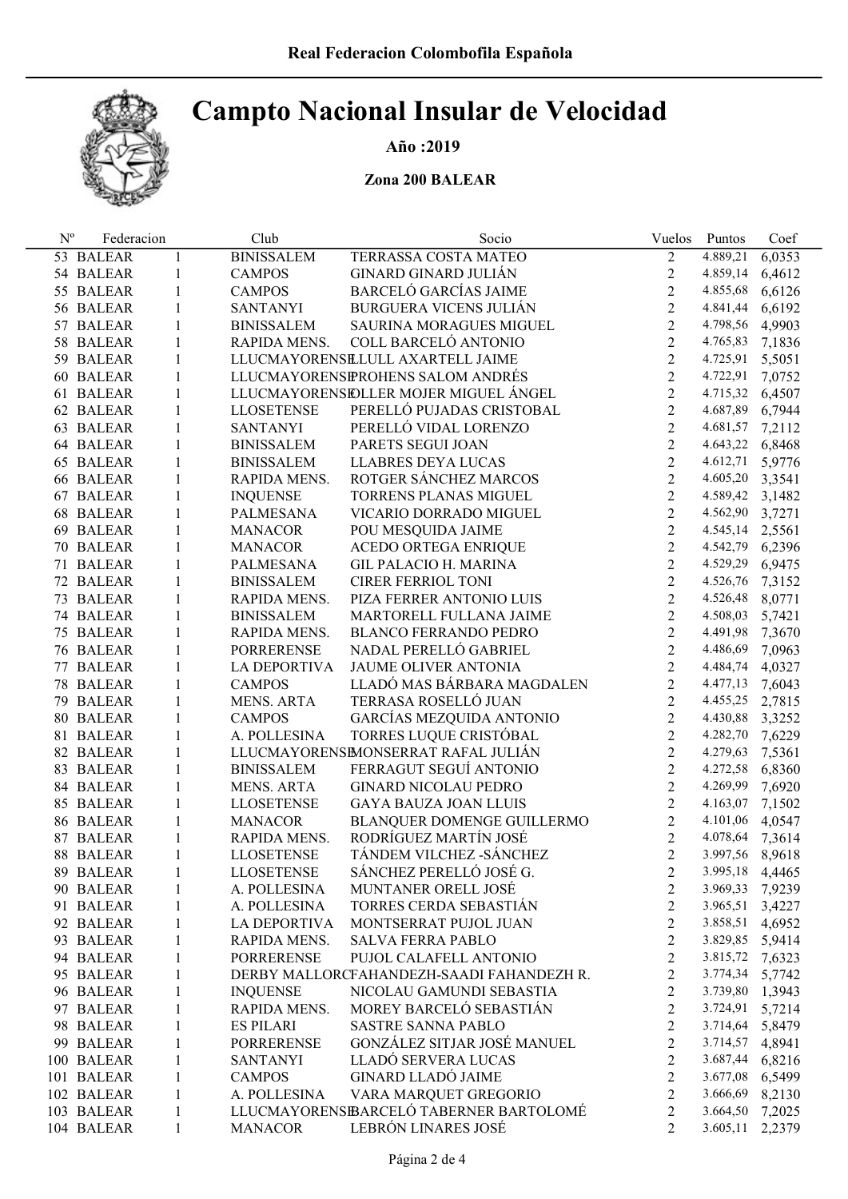**Real Federacion Colombofila Española**

# Campto Nacional Insular de Velocidad

**Año :2019**

**Zona 200 BALEAR**

| Nº | Federacion | | Club | Socio | Vuelos | Puntos | Coef |
|---|---|---|---|---|---|---|---|
| 53 | BALEAR | 1 | BINISSALEM | TERRASSA COSTA MATEO | 2 | 4.889,21 | 6,0353 |
| 54 | BALEAR | 1 | CAMPOS | GINARD GINARD JULIÁN | 2 | 4.859,14 | 6,4612 |
| 55 | BALEAR | 1 | CAMPOS | BARCELÓ GARCÍAS JAIME | 2 | 4.855,68 | 6,6126 |
| 56 | BALEAR | 1 | SANTANYI | BURGUERA VICENS JULIÁN | 2 | 4.841,44 | 6,6192 |
| 57 | BALEAR | 1 | BINISSALEM | SAURINA MORAGUES MIGUEL | 2 | 4.798,56 | 4,9903 |
| 58 | BALEAR | 1 | RAPIDA MENS. | COLL BARCELÓ ANTONIO | 2 | 4.765,83 | 7,1836 |
| 59 | BALEAR | 1 | LLUCMAYORENSE | LLULL AXARTELL JAIME | 2 | 4.725,91 | 5,5051 |
| 60 | BALEAR | 1 | LLUCMAYORENSE | PROHENS SALOM ANDRÉS | 2 | 4.722,91 | 7,0752 |
| 61 | BALEAR | 1 | LLUCMAYORENSE | OLLER MOJER MIGUEL ÁNGEL | 2 | 4.715,32 | 6,4507 |
| 62 | BALEAR | 1 | LLOSETENSE | PERELLÓ PUJADAS CRISTOBAL | 2 | 4.687,89 | 6,7944 |
| 63 | BALEAR | 1 | SANTANYI | PERELLÓ VIDAL LORENZO | 2 | 4.681,57 | 7,2112 |
| 64 | BALEAR | 1 | BINISSALEM | PARETS SEGUI JOAN | 2 | 4.643,22 | 6,8468 |
| 65 | BALEAR | 1 | BINISSALEM | LLABRES DEYA LUCAS | 2 | 4.612,71 | 5,9776 |
| 66 | BALEAR | 1 | RAPIDA MENS. | ROTGER SÁNCHEZ MARCOS | 2 | 4.605,20 | 3,3541 |
| 67 | BALEAR | 1 | INQUENSE | TORRENS PLANAS MIGUEL | 2 | 4.589,42 | 3,1482 |
| 68 | BALEAR | 1 | PALMESANA | VICARIO DORRADO MIGUEL | 2 | 4.562,90 | 3,7271 |
| 69 | BALEAR | 1 | MANACOR | POU MESQUIDA JAIME | 2 | 4.545,14 | 2,5561 |
| 70 | BALEAR | 1 | MANACOR | ACEDO ORTEGA ENRIQUE | 2 | 4.542,79 | 6,2396 |
| 71 | BALEAR | 1 | PALMESANA | GIL PALACIO H. MARINA | 2 | 4.529,29 | 6,9475 |
| 72 | BALEAR | 1 | BINISSALEM | CIRER FERRIOL TONI | 2 | 4.526,76 | 7,3152 |
| 73 | BALEAR | 1 | RAPIDA MENS. | PIZA FERRER ANTONIO LUIS | 2 | 4.526,48 | 8,0771 |
| 74 | BALEAR | 1 | BINISSALEM | MARTORELL FULLANA JAIME | 2 | 4.508,03 | 5,7421 |
| 75 | BALEAR | 1 | RAPIDA MENS. | BLANCO FERRANDO PEDRO | 2 | 4.491,98 | 7,3670 |
| 76 | BALEAR | 1 | PORRERENSE | NADAL PERELLÓ GABRIEL | 2 | 4.486,69 | 7,0963 |
| 77 | BALEAR | 1 | LA DEPORTIVA | JAUME OLIVER ANTONIA | 2 | 4.484,74 | 4,0327 |
| 78 | BALEAR | 1 | CAMPOS | LLADÓ MAS BÁRBARA MAGDALEN | 2 | 4.477,13 | 7,6043 |
| 79 | BALEAR | 1 | MENS. ARTA | TERRASA ROSELLÓ JUAN | 2 | 4.455,25 | 2,7815 |
| 80 | BALEAR | 1 | CAMPOS | GARCÍAS MEZQUIDA ANTONIO | 2 | 4.430,88 | 3,3252 |
| 81 | BALEAR | 1 | A. POLLESINA | TORRES LUQUE CRISTÓBAL | 2 | 4.282,70 | 7,6229 |
| 82 | BALEAR | 1 | LLUCMAYORENSE | MONSERRAT RAFAL JULIÁN | 2 | 4.279,63 | 7,5361 |
| 83 | BALEAR | 1 | BINISSALEM | FERRAGUT SEGUÍ ANTONIO | 2 | 4.272,58 | 6,8360 |
| 84 | BALEAR | 1 | MENS. ARTA | GINARD NICOLAU PEDRO | 2 | 4.269,99 | 7,6920 |
| 85 | BALEAR | 1 | LLOSETENSE | GAYA BAUZA JOAN LLUIS | 2 | 4.163,07 | 7,1502 |
| 86 | BALEAR | 1 | MANACOR | BLANQUER DOMENGE GUILLERMO | 2 | 4.101,06 | 4,0547 |
| 87 | BALEAR | 1 | RAPIDA MENS. | RODRÍGUEZ MARTÍN JOSÉ | 2 | 4.078,64 | 7,3614 |
| 88 | BALEAR | 1 | LLOSETENSE | TÁNDEM VILCHEZ -SÁNCHEZ | 2 | 3.997,56 | 8,9618 |
| 89 | BALEAR | 1 | LLOSETENSE | SÁNCHEZ PERELLÓ JOSÉ G. | 2 | 3.995,18 | 4,4465 |
| 90 | BALEAR | 1 | A. POLLESINA | MUNTANER ORELL JOSÉ | 2 | 3.969,33 | 7,9239 |
| 91 | BALEAR | 1 | A. POLLESINA | TORRES CERDA SEBASTIÁN | 2 | 3.965,51 | 3,4227 |
| 92 | BALEAR | 1 | LA DEPORTIVA | MONTSERRAT PUJOL JUAN | 2 | 3.858,51 | 4,6952 |
| 93 | BALEAR | 1 | RAPIDA MENS. | SALVA FERRA PABLO | 2 | 3.829,85 | 5,9414 |
| 94 | BALEAR | 1 | PORRERENSE | PUJOL CALAFELL ANTONIO | 2 | 3.815,72 | 7,6323 |
| 95 | BALEAR | 1 | DERBY MALLORCA | FAHANDEZH-SAADI FAHANDEZH R. | 2 | 3.774,34 | 5,7742 |
| 96 | BALEAR | 1 | INQUENSE | NICOLAU GAMUNDI SEBASTIA | 2 | 3.739,80 | 1,3943 |
| 97 | BALEAR | 1 | RAPIDA MENS. | MOREY BARCELÓ SEBASTIÁN | 2 | 3.724,91 | 5,7214 |
| 98 | BALEAR | 1 | ES PILARI | SASTRE SANNA PABLO | 2 | 3.714,64 | 5,8479 |
| 99 | BALEAR | 1 | PORRERENSE | GONZÁLEZ SITJAR JOSÉ MANUEL | 2 | 3.714,57 | 4,8941 |
| 100 | BALEAR | 1 | SANTANYI | LLADÓ SERVERA LUCAS | 2 | 3.687,44 | 6,8216 |
| 101 | BALEAR | 1 | CAMPOS | GINARD LLADÓ JAIME | 2 | 3.677,08 | 6,5499 |
| 102 | BALEAR | 1 | A. POLLESINA | VARA MARQUET GREGORIO | 2 | 3.666,69 | 8,2130 |
| 103 | BALEAR | 1 | LLUCMAYORENSE | BARCELÓ TABERNER BARTOLOMÉ | 2 | 3.664,50 | 7,2025 |
| 104 | BALEAR | 1 | MANACOR | LEBRÓN LINARES JOSÉ | 2 | 3.605,11 | 2,2379 |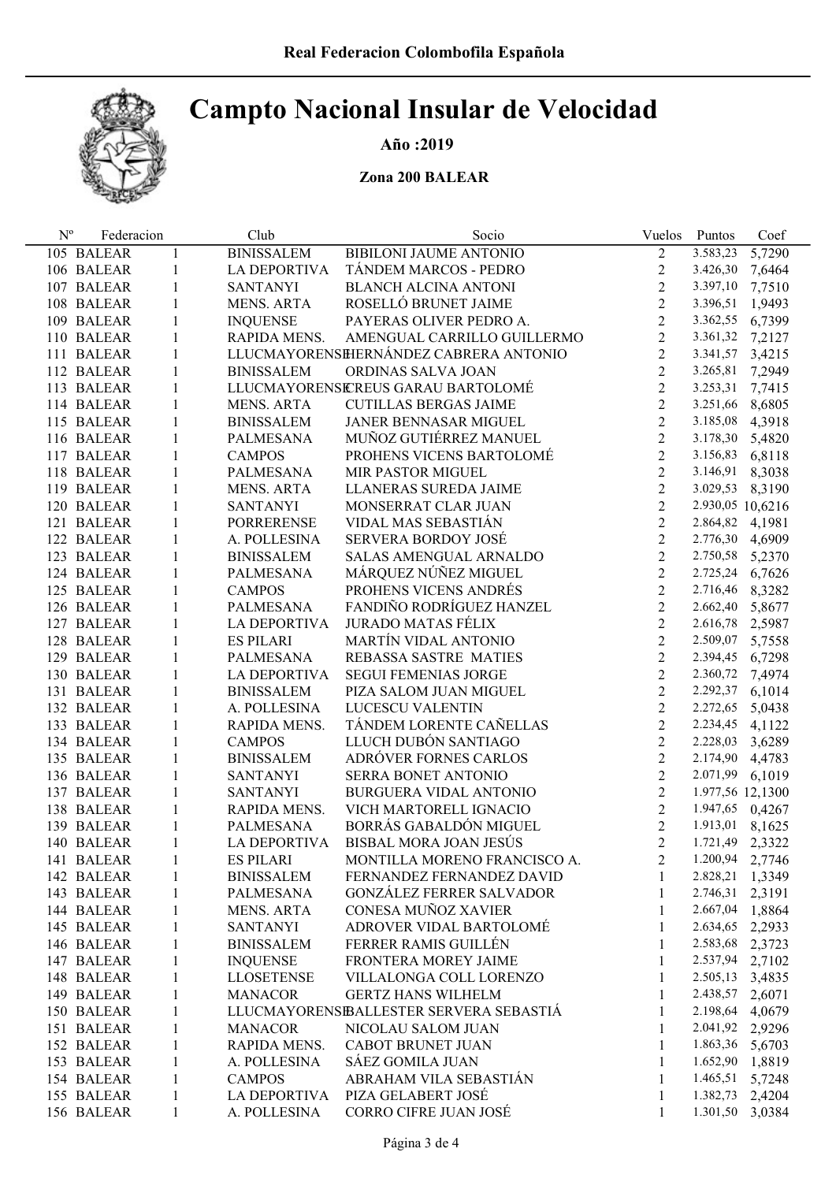Real Federacion Colombofila Española

# Campto Nacional Insular de Velocidad

**Año :2019**

**Zona 200 BALEAR**

| Nº | Federacion | | Club | Socio | Vuelos | Puntos | Coef |
|---|---|---|---|---|---|---|---|
| 105 | BALEAR | 1 | BINISSALEM | BIBILONI JAUME ANTONIO | 2 | 3.583,23 | 5,7290 |
| 106 | BALEAR | 1 | LA DEPORTIVA | TÁNDEM MARCOS - PEDRO | 2 | 3.426,30 | 7,6464 |
| 107 | BALEAR | 1 | SANTANYI | BLANCH ALCINA ANTONI | 2 | 3.397,10 | 7,7510 |
| 108 | BALEAR | 1 | MENS. ARTA | ROSELLÓ BRUNET JAIME | 2 | 3.396,51 | 1,9493 |
| 109 | BALEAR | 1 | INQUENSE | PAYERAS OLIVER PEDRO A. | 2 | 3.362,55 | 6,7399 |
| 110 | BALEAR | 1 | RAPIDA MENS. | AMENGUAL CARRILLO GUILLERMO | 2 | 3.361,32 | 7,2127 |
| 111 | BALEAR | 1 | LLUCMAYORENSE | HERNÁNDEZ CABRERA ANTONIO | 2 | 3.341,57 | 3,4215 |
| 112 | BALEAR | 1 | BINISSALEM | ORDINAS SALVA JOAN | 2 | 3.265,81 | 7,2949 |
| 113 | BALEAR | 1 | LLUCMAYORENSE | CREUS GARAU BARTOLOMÉ | 2 | 3.253,31 | 7,7415 |
| 114 | BALEAR | 1 | MENS. ARTA | CUTILLAS BERGAS JAIME | 2 | 3.251,66 | 8,6805 |
| 115 | BALEAR | 1 | BINISSALEM | JANER BENNASAR MIGUEL | 2 | 3.185,08 | 4,3918 |
| 116 | BALEAR | 1 | PALMESANA | MUÑOZ GUTIÉRREZ MANUEL | 2 | 3.178,30 | 5,4820 |
| 117 | BALEAR | 1 | CAMPOS | PROHENS VICENS BARTOLOMÉ | 2 | 3.156,83 | 6,8118 |
| 118 | BALEAR | 1 | PALMESANA | MIR PASTOR MIGUEL | 2 | 3.146,91 | 8,3038 |
| 119 | BALEAR | 1 | MENS. ARTA | LLANERAS SUREDA JAIME | 2 | 3.029,53 | 8,3190 |
| 120 | BALEAR | 1 | SANTANYI | MONSERRAT CLAR JUAN | 2 | 2.930,05 | 10,6216 |
| 121 | BALEAR | 1 | PORRERENSE | VIDAL MAS SEBASTIÁN | 2 | 2.864,82 | 4,1981 |
| 122 | BALEAR | 1 | A. POLLESINA | SERVERA BORDOY JOSÉ | 2 | 2.776,30 | 4,6909 |
| 123 | BALEAR | 1 | BINISSALEM | SALAS AMENGUAL ARNALDO | 2 | 2.750,58 | 5,2370 |
| 124 | BALEAR | 1 | PALMESANA | MÁRQUEZ NÚÑEZ MIGUEL | 2 | 2.725,24 | 6,7626 |
| 125 | BALEAR | 1 | CAMPOS | PROHENS VICENS ANDRÉS | 2 | 2.716,46 | 8,3282 |
| 126 | BALEAR | 1 | PALMESANA | FANDIÑO RODRÍGUEZ HANZEL | 2 | 2.662,40 | 5,8677 |
| 127 | BALEAR | 1 | LA DEPORTIVA | JURADO MATAS FÉLIX | 2 | 2.616,78 | 2,5987 |
| 128 | BALEAR | 1 | ES PILARI | MARTÍN VIDAL ANTONIO | 2 | 2.509,07 | 5,7558 |
| 129 | BALEAR | 1 | PALMESANA | REBASSA SASTRE MATIES | 2 | 2.394,45 | 6,7298 |
| 130 | BALEAR | 1 | LA DEPORTIVA | SEGUI FEMENIAS JORGE | 2 | 2.360,72 | 7,4974 |
| 131 | BALEAR | 1 | BINISSALEM | PIZA SALOM JUAN MIGUEL | 2 | 2.292,37 | 6,1014 |
| 132 | BALEAR | 1 | A. POLLESINA | LUCESCU VALENTIN | 2 | 2.272,65 | 5,0438 |
| 133 | BALEAR | 1 | RAPIDA MENS. | TÁNDEM LORENTE CAÑELLAS | 2 | 2.234,45 | 4,1122 |
| 134 | BALEAR | 1 | CAMPOS | LLUCH DUBÓN SANTIAGO | 2 | 2.228,03 | 3,6289 |
| 135 | BALEAR | 1 | BINISSALEM | ADRÓVER FORNES CARLOS | 2 | 2.174,90 | 4,4783 |
| 136 | BALEAR | 1 | SANTANYI | SERRA BONET ANTONIO | 2 | 2.071,99 | 6,1019 |
| 137 | BALEAR | 1 | SANTANYI | BURGUERA VIDAL ANTONIO | 2 | 1.977,56 | 12,1300 |
| 138 | BALEAR | 1 | RAPIDA MENS. | VICH MARTORELL IGNACIO | 2 | 1.947,65 | 0,4267 |
| 139 | BALEAR | 1 | PALMESANA | BORRÁS GABALDÓN MIGUEL | 2 | 1.913,01 | 8,1625 |
| 140 | BALEAR | 1 | LA DEPORTIVA | BISBAL MORA JOAN JESÚS | 2 | 1.721,49 | 2,3322 |
| 141 | BALEAR | 1 | ES PILARI | MONTILLA MORENO FRANCISCO A. | 2 | 1.200,94 | 2,7746 |
| 142 | BALEAR | 1 | BINISSALEM | FERNANDEZ FERNANDEZ DAVID | 1 | 2.828,21 | 1,3349 |
| 143 | BALEAR | 1 | PALMESANA | GONZÁLEZ FERRER SALVADOR | 1 | 2.746,31 | 2,3191 |
| 144 | BALEAR | 1 | MENS. ARTA | CONESA MUÑOZ XAVIER | 1 | 2.667,04 | 1,8864 |
| 145 | BALEAR | 1 | SANTANYI | ADROVER VIDAL BARTOLOMÉ | 1 | 2.634,65 | 2,2933 |
| 146 | BALEAR | 1 | BINISSALEM | FERRER RAMIS GUILLÉN | 1 | 2.583,68 | 2,3723 |
| 147 | BALEAR | 1 | INQUENSE | FRONTERA MOREY JAIME | 1 | 2.537,94 | 2,7102 |
| 148 | BALEAR | 1 | LLOSETENSE | VILLALONGA COLL LORENZO | 1 | 2.505,13 | 3,4835 |
| 149 | BALEAR | 1 | MANACOR | GERTZ HANS WILHELM | 1 | 2.438,57 | 2,6071 |
| 150 | BALEAR | 1 | LLUCMAYORENSE | BALLESTER SERVERA SEBASTIÁ | 1 | 2.198,64 | 4,0679 |
| 151 | BALEAR | 1 | MANACOR | NICOLAU SALOM JUAN | 1 | 2.041,92 | 2,9296 |
| 152 | BALEAR | 1 | RAPIDA MENS. | CABOT BRUNET JUAN | 1 | 1.863,36 | 5,6703 |
| 153 | BALEAR | 1 | A. POLLESINA | SÁEZ GOMILA JUAN | 1 | 1.652,90 | 1,8819 |
| 154 | BALEAR | 1 | CAMPOS | ABRAHAM VILA SEBASTIÁN | 1 | 1.465,51 | 5,7248 |
| 155 | BALEAR | 1 | LA DEPORTIVA | PIZA GELABERT JOSÉ | 1 | 1.382,73 | 2,4204 |
| 156 | BALEAR | 1 | A. POLLESINA | CORRO CIFRE JUAN JOSÉ | 1 | 1.301,50 | 3,0384 |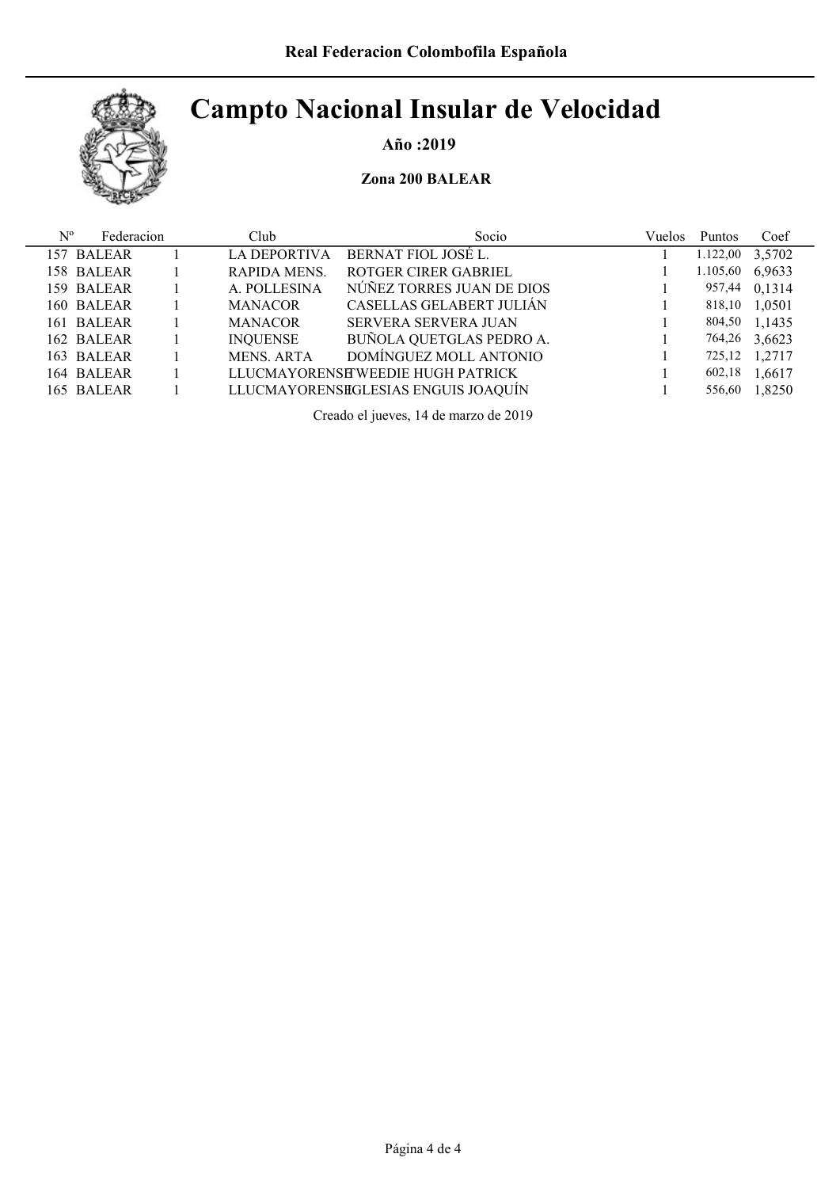Real Federacion Colombofila Española

# Campto Nacional Insular de Velocidad

**Año :2019**

**Zona 200 BALEAR**

| Nº | Federacion | | Club | Socio | Vuelos | Puntos | Coef |
|---|---|---|---|---|---|---|---|
| 157 | BALEAR | 1 | LA DEPORTIVA | BERNAT FIOL JOSÉ L. | 1 | 1.122,00 | 3,5702 |
| 158 | BALEAR | 1 | RAPIDA MENS. | ROTGER CIRER GABRIEL | 1 | 1.105,60 | 6,9633 |
| 159 | BALEAR | 1 | A. POLLESINA | NÚÑEZ TORRES JUAN DE DIOS | 1 | 957,44 | 0,1314 |
| 160 | BALEAR | 1 | MANACOR | CASELLAS GELABERT JULIÁN | 1 | 818,10 | 1,0501 |
| 161 | BALEAR | 1 | MANACOR | SERVERA SERVERA JUAN | 1 | 804,50 | 1,1435 |
| 162 | BALEAR | 1 | INQUENSE | BUÑOLA QUETGLAS PEDRO A. | 1 | 764,26 | 3,6623 |
| 163 | BALEAR | 1 | MENS. ARTA | DOMÍNGUEZ MOLL ANTONIO | 1 | 725,12 | 1,2717 |
| 164 | BALEAR | 1 | LLUCMAYORENSE | TWEEDIE HUGH PATRICK | 1 | 602,18 | 1,6617 |
| 165 | BALEAR | 1 | LLUCMAYORENSE | IGLESIAS ENGUIS JOAQUÍN | 1 | 556,60 | 1,8250 |

Creado el jueves, 14 de marzo de 2019